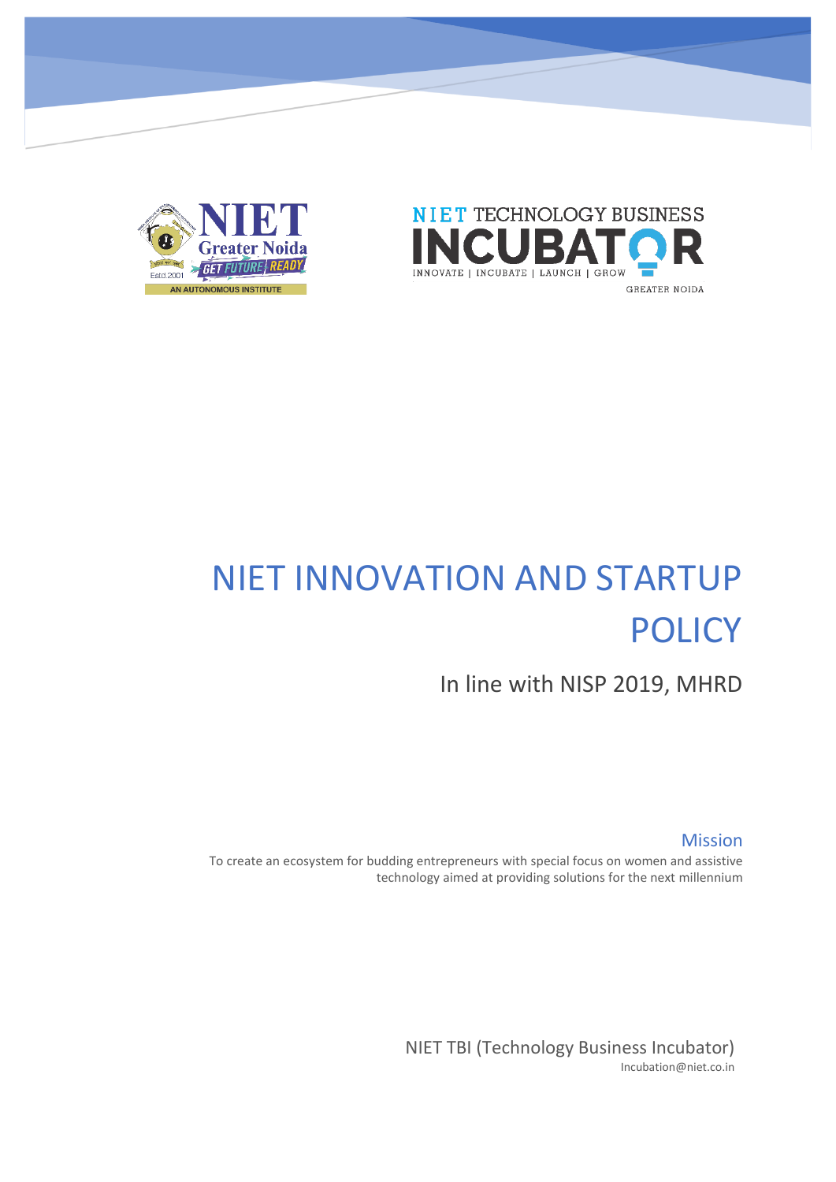# NIET INNOVATION AND STARTUP POLICY

In line with NISP 2019, MHRD

## Mission

To create an ecosystem for budding entrepreneurs with special focus on women and assistive technology aimed at providing solutions for the next millennium

NIET TBI (Technology Business Incubator)

Incubation@niet.co.in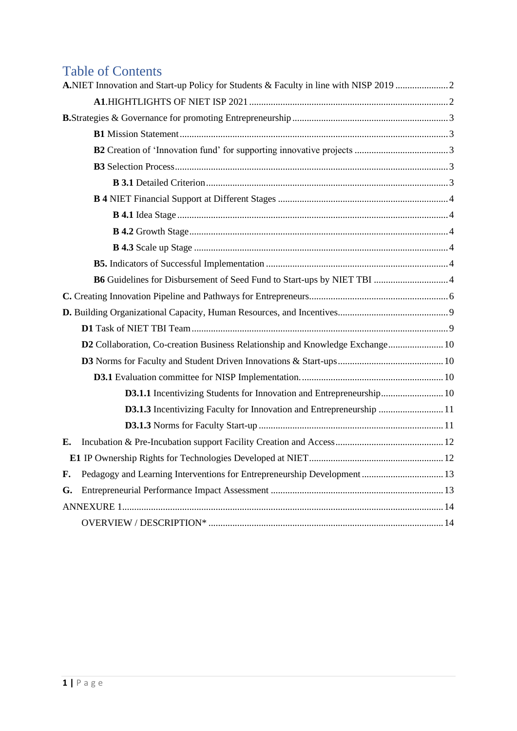# Table of Contents

**A.**NIET Innovation and Start-up Policy for Students & Faculty in line with NISP 2019 ...................... 2

- **A1**.HIGHTLIGHTS OF NIET ISP 2021 ...................... 2

**B.**Strategies & Governance for promoting Entrepreneurship ...................... 3

- **B1** Mission Statement ...................... 3
- **B2** Creation of 'Innovation fund' for supporting innovative projects ...................... 3
- **B3** Selection Process ...................... 3
  - **B 3.1** Detailed Criterion ...................... 3
- **B 4** NIET Financial Support at Different Stages ...................... 4
  - **B 4.1** Idea Stage ...................... 4
  - **B 4.2** Growth Stage ...................... 4
  - **B 4.3** Scale up Stage ...................... 4
- **B5.** Indicators of Successful Implementation ...................... 4
- **B6** Guidelines for Disbursement of Seed Fund to Start-ups by NIET TBI ...................... 4

**C.** Creating Innovation Pipeline and Pathways for Entrepreneurs ...................... 6

**D.** Building Organizational Capacity, Human Resources, and Incentives ...................... 9

- **D1** Task of NIET TBI Team ...................... 9
- **D2** Collaboration, Co-creation Business Relationship and Knowledge Exchange ...................... 10
- **D3** Norms for Faculty and Student Driven Innovations & Start-ups ...................... 10
  - **D3.1** Evaluation committee for NISP Implementation. ...................... 10
    - **D3.1.1** Incentivizing Students for Innovation and Entrepreneurship ...................... 10
    - **D3.1.3** Incentivizing Faculty for Innovation and Entrepreneurship ...................... 11
    - **D3.1.3** Norms for Faculty Start-up ...................... 11

**E.** Incubation & Pre-Incubation support Facility Creation and Access ...................... 12

- **E1** IP Ownership Rights for Technologies Developed at NIET ...................... 12

**F.** Pedagogy and Learning Interventions for Entrepreneurship Development ...................... 13

**G.** Entrepreneurial Performance Impact Assessment ...................... 13

ANNEXURE 1 ...................... 14

- OVERVIEW / DESCRIPTION* ...................... 14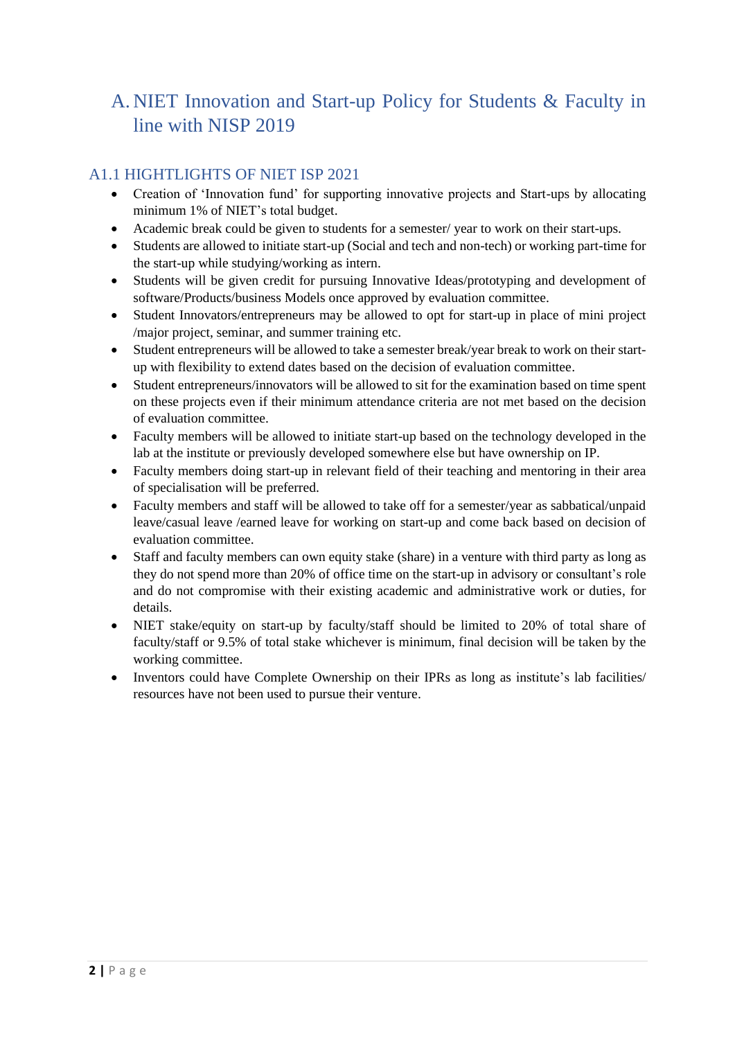# A. NIET Innovation and Start-up Policy for Students & Faculty in line with NISP 2019

## A1.1 HIGHTLIGHTS OF NIET ISP 2021

- Creation of 'Innovation fund' for supporting innovative projects and Start-ups by allocating minimum 1% of NIET's total budget.
- Academic break could be given to students for a semester/ year to work on their start-ups.
- Students are allowed to initiate start-up (Social and tech and non-tech) or working part-time for the start-up while studying/working as intern.
- Students will be given credit for pursuing Innovative Ideas/prototyping and development of software/Products/business Models once approved by evaluation committee.
- Student Innovators/entrepreneurs may be allowed to opt for start-up in place of mini project /major project, seminar, and summer training etc.
- Student entrepreneurs will be allowed to take a semester break/year break to work on their start-up with flexibility to extend dates based on the decision of evaluation committee.
- Student entrepreneurs/innovators will be allowed to sit for the examination based on time spent on these projects even if their minimum attendance criteria are not met based on the decision of evaluation committee.
- Faculty members will be allowed to initiate start-up based on the technology developed in the lab at the institute or previously developed somewhere else but have ownership on IP.
- Faculty members doing start-up in relevant field of their teaching and mentoring in their area of specialisation will be preferred.
- Faculty members and staff will be allowed to take off for a semester/year as sabbatical/unpaid leave/casual leave /earned leave for working on start-up and come back based on decision of evaluation committee.
- Staff and faculty members can own equity stake (share) in a venture with third party as long as they do not spend more than 20% of office time on the start-up in advisory or consultant's role and do not compromise with their existing academic and administrative work or duties, for details.
- NIET stake/equity on start-up by faculty/staff should be limited to 20% of total share of faculty/staff or 9.5% of total stake whichever is minimum, final decision will be taken by the working committee.
- Inventors could have Complete Ownership on their IPRs as long as institute's lab facilities/ resources have not been used to pursue their venture.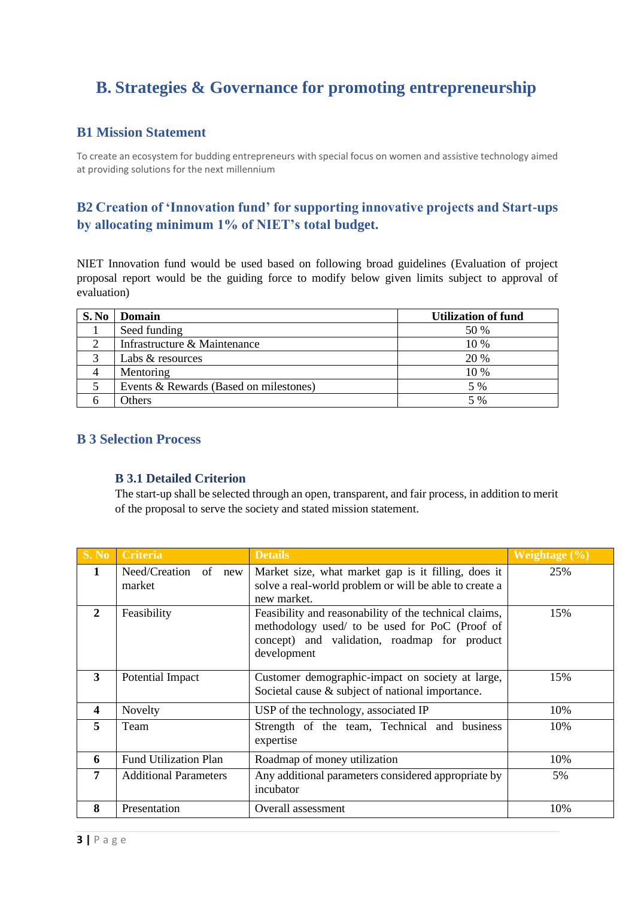# B. Strategies & Governance for promoting entrepreneurship

## B1 Mission Statement

To create an ecosystem for budding entrepreneurs with special focus on women and assistive technology aimed at providing solutions for the next millennium

## B2 Creation of 'Innovation fund' for supporting innovative projects and Start-ups by allocating minimum 1% of NIET's total budget.

NIET Innovation fund would be used based on following broad guidelines (Evaluation of project proposal report would be the guiding force to modify below given limits subject to approval of evaluation)

| S. No | Domain | Utilization of fund |
|---|---|---|
| 1 | Seed funding | 50 % |
| 2 | Infrastructure & Maintenance | 10 % |
| 3 | Labs & resources | 20 % |
| 4 | Mentoring | 10 % |
| 5 | Events & Rewards (Based on milestones) | 5 % |
| 6 | Others | 5 % |

## B 3 Selection Process

### B 3.1 Detailed Criterion

The start-up shall be selected through an open, transparent, and fair process, in addition to merit of the proposal to serve the society and stated mission statement.

| S. No | Criteria | Details | Weightage (%) |
|---|---|---|---|
| **1** | Need/Creation of new market | Market size, what market gap is it filling, does it solve a real-world problem or will be able to create a new market. | 25% |
| **2** | Feasibility | Feasibility and reasonability of the technical claims, methodology used/ to be used for PoC (Proof of concept) and validation, roadmap for product development | 15% |
| **3** | Potential Impact | Customer demographic-impact on society at large, Societal cause & subject of national importance. | 15% |
| **4** | Novelty | USP of the technology, associated IP | 10% |
| **5** | Team | Strength of the team, Technical and business expertise | 10% |
| **6** | Fund Utilization Plan | Roadmap of money utilization | 10% |
| **7** | Additional Parameters | Any additional parameters considered appropriate by incubator | 5% |
| **8** | Presentation | Overall assessment | 10% |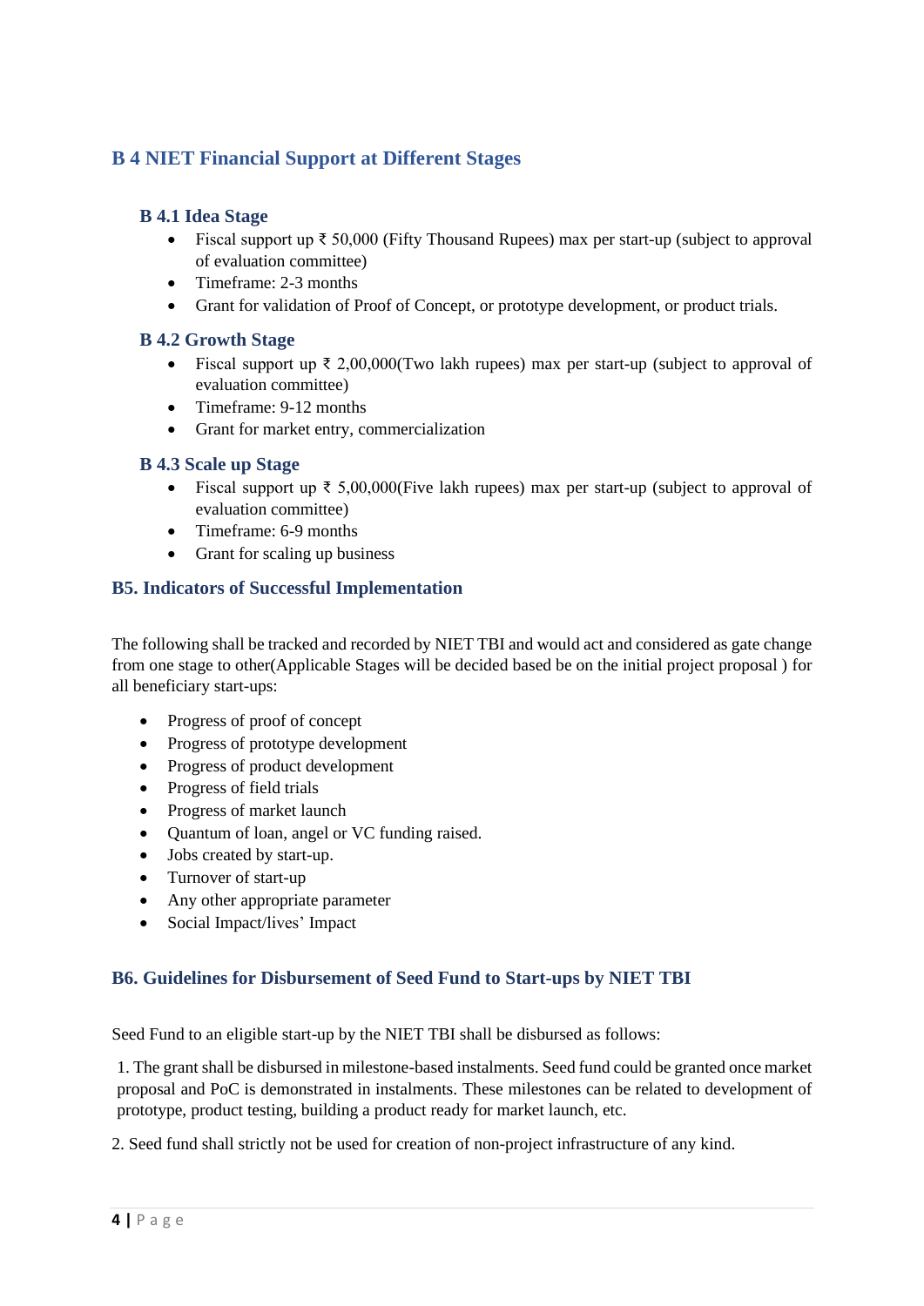## B 4 NIET Financial Support at Different Stages

### B 4.1 Idea Stage

- Fiscal support up ₹ 50,000 (Fifty Thousand Rupees) max per start-up (subject to approval of evaluation committee)
- Timeframe: 2-3 months
- Grant for validation of Proof of Concept, or prototype development, or product trials.

### B 4.2 Growth Stage

- Fiscal support up ₹ 2,00,000(Two lakh rupees) max per start-up (subject to approval of evaluation committee)
- Timeframe: 9-12 months
- Grant for market entry, commercialization

### B 4.3 Scale up Stage

- Fiscal support up ₹ 5,00,000(Five lakh rupees) max per start-up (subject to approval of evaluation committee)
- Timeframe: 6-9 months
- Grant for scaling up business

## B5. Indicators of Successful Implementation

The following shall be tracked and recorded by NIET TBI and would act and considered as gate change from one stage to other(Applicable Stages will be decided based be on the initial project proposal ) for all beneficiary start-ups:

- Progress of proof of concept
- Progress of prototype development
- Progress of product development
- Progress of field trials
- Progress of market launch
- Quantum of loan, angel or VC funding raised.
- Jobs created by start-up.
- Turnover of start-up
- Any other appropriate parameter
- Social Impact/lives' Impact

## B6. Guidelines for Disbursement of Seed Fund to Start-ups by NIET TBI

Seed Fund to an eligible start-up by the NIET TBI shall be disbursed as follows:

1. The grant shall be disbursed in milestone-based instalments. Seed fund could be granted once market proposal and PoC is demonstrated in instalments. These milestones can be related to development of prototype, product testing, building a product ready for market launch, etc.

2. Seed fund shall strictly not be used for creation of non-project infrastructure of any kind.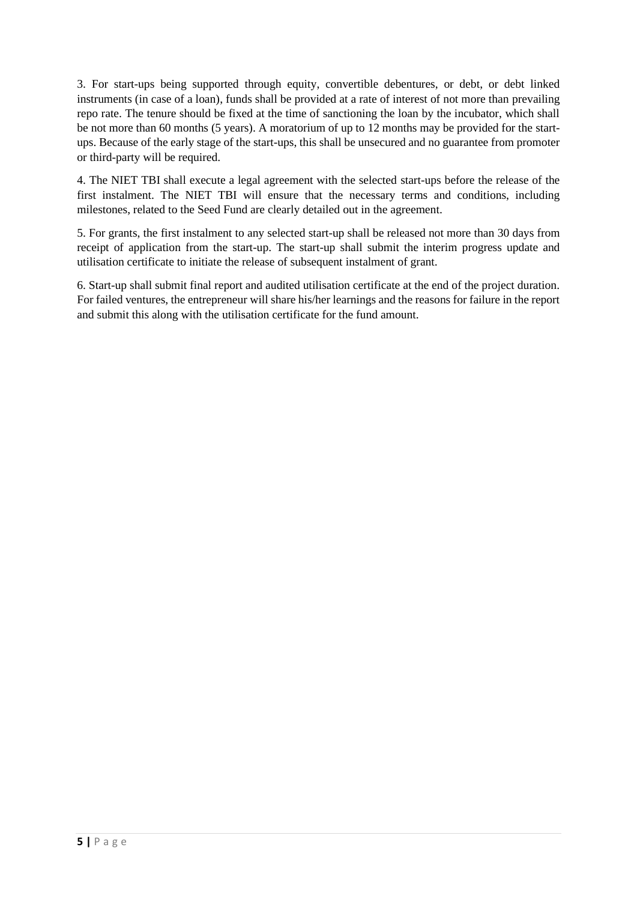3. For start-ups being supported through equity, convertible debentures, or debt, or debt linked instruments (in case of a loan), funds shall be provided at a rate of interest of not more than prevailing repo rate. The tenure should be fixed at the time of sanctioning the loan by the incubator, which shall be not more than 60 months (5 years). A moratorium of up to 12 months may be provided for the start-ups. Because of the early stage of the start-ups, this shall be unsecured and no guarantee from promoter or third-party will be required.

4. The NIET TBI shall execute a legal agreement with the selected start-ups before the release of the first instalment. The NIET TBI will ensure that the necessary terms and conditions, including milestones, related to the Seed Fund are clearly detailed out in the agreement.

5. For grants, the first instalment to any selected start-up shall be released not more than 30 days from receipt of application from the start-up. The start-up shall submit the interim progress update and utilisation certificate to initiate the release of subsequent instalment of grant.

6. Start-up shall submit final report and audited utilisation certificate at the end of the project duration. For failed ventures, the entrepreneur will share his/her learnings and the reasons for failure in the report and submit this along with the utilisation certificate for the fund amount.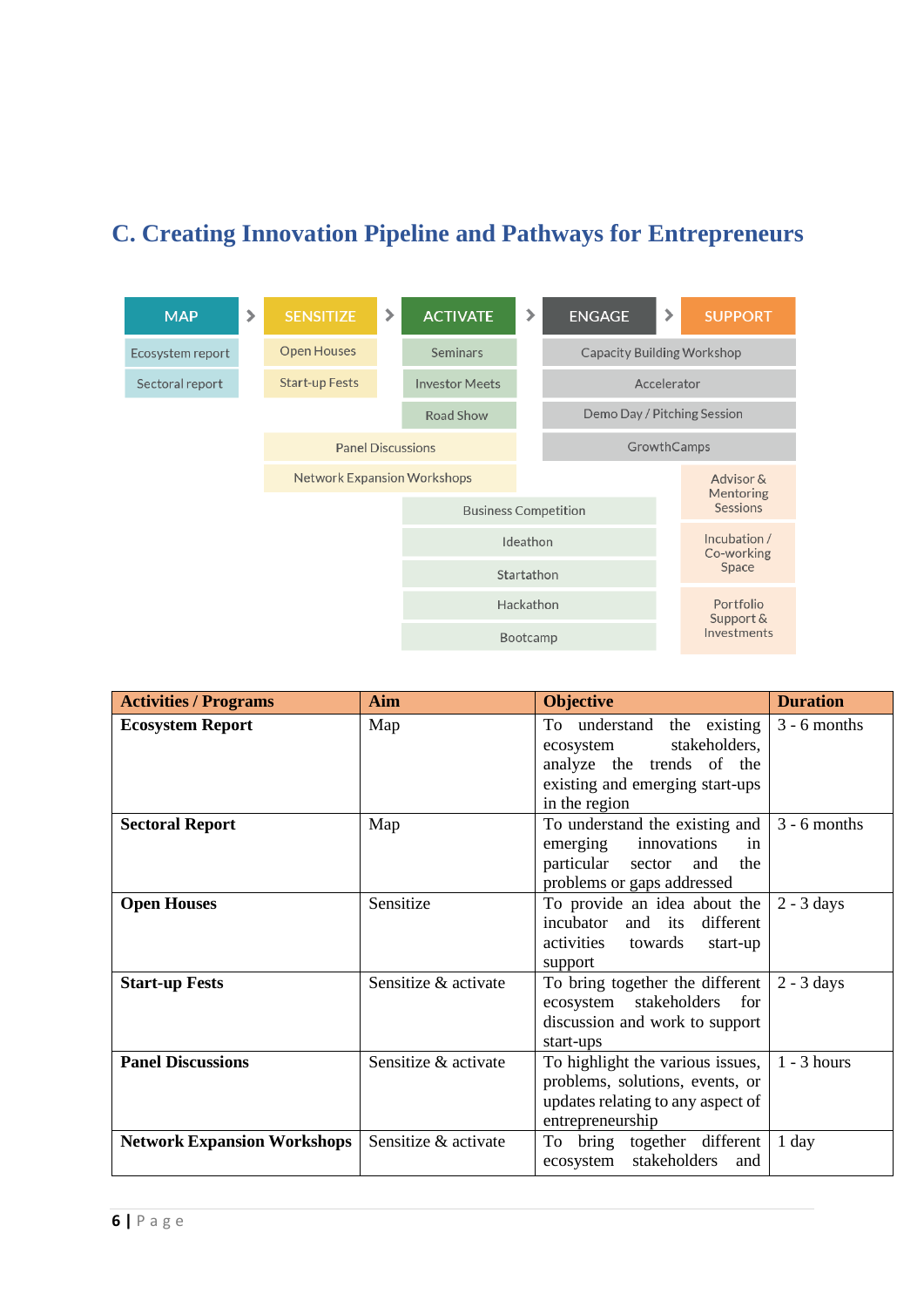## C. Creating Innovation Pipeline and Pathways for Entrepreneurs

| MAP | SENSITIZE | ACTIVATE | ENGAGE | SUPPORT |
|---|---|---|---|---|
| Ecosystem report | Open Houses | Seminars | Capacity Building Workshop | |
| Sectoral report | Start-up Fests | Investor Meets | Accelerator | |
| | | Road Show | Demo Day / Pitching Session | |
| | Panel Discussions | | GrowthCamps | |
| | Network Expansion Workshops | | | Advisor & Mentoring Sessions |
| | | Business Competition | | |
| | | Ideathon | | Incubation / Co-working Space |
| | | Startathon | | |
| | | Hackathon | | Portfolio Support & Investments |
| | | Bootcamp | | |

| Activities / Programs | Aim | Objective | Duration |
|---|---|---|---|
| **Ecosystem Report** | Map | To understand the existing ecosystem stakeholders, analyze the trends of the existing and emerging start-ups in the region | 3 - 6 months |
| **Sectoral Report** | Map | To understand the existing and emerging innovations in particular sector and the problems or gaps addressed | 3 - 6 months |
| **Open Houses** | Sensitize | To provide an idea about the incubator and its different activities towards start-up support | 2 - 3 days |
| **Start-up Fests** | Sensitize & activate | To bring together the different ecosystem stakeholders for discussion and work to support start-ups | 2 - 3 days |
| **Panel Discussions** | Sensitize & activate | To highlight the various issues, problems, solutions, events, or updates relating to any aspect of entrepreneurship | 1 - 3 hours |
| **Network Expansion Workshops** | Sensitize & activate | To bring together different ecosystem stakeholders and | 1 day |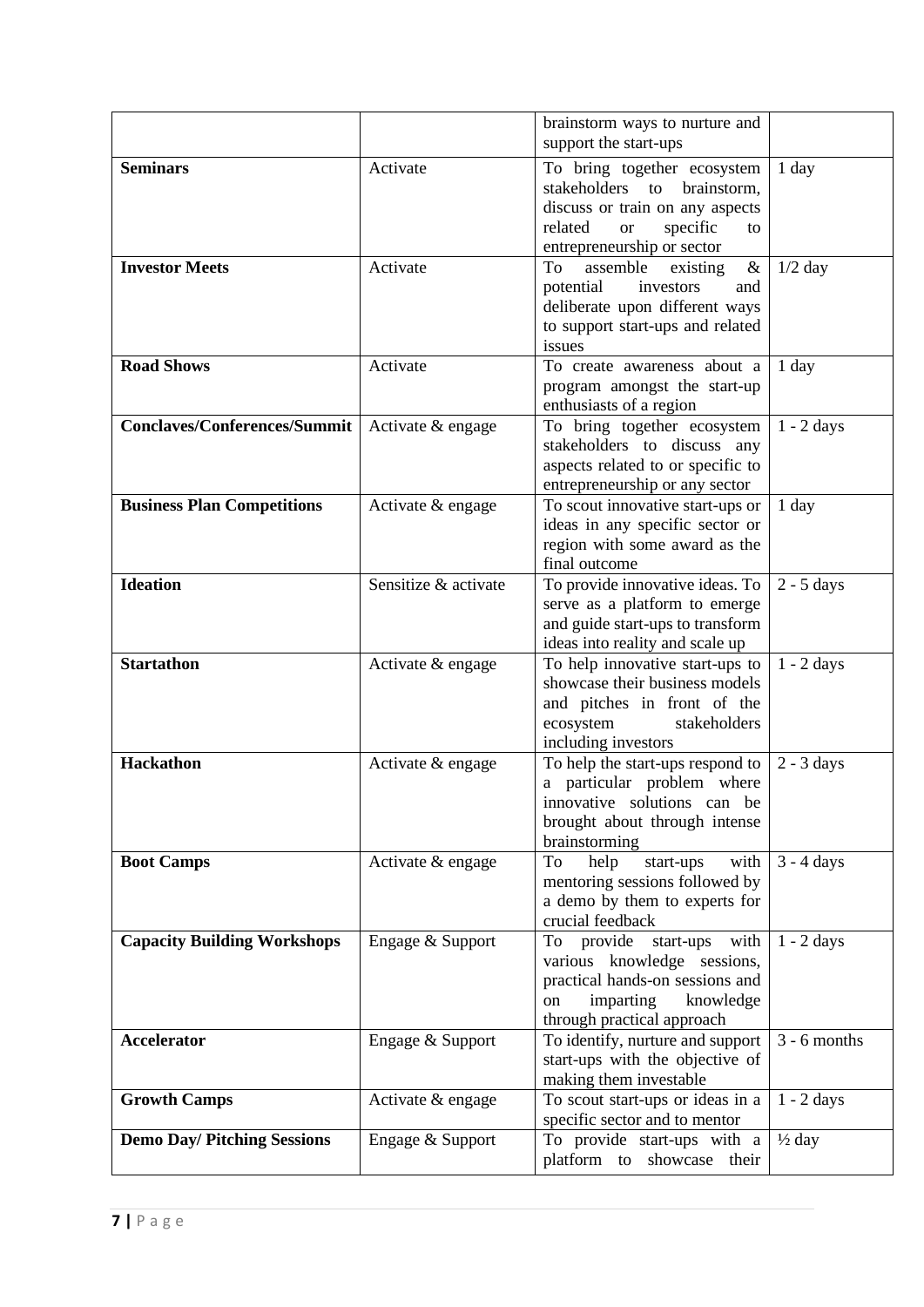| | | | |
|---|---|---|---|
| | | brainstorm ways to nurture and support the start-ups | |
| **Seminars** | Activate | To bring together ecosystem stakeholders to brainstorm, discuss or train on any aspects related or specific to entrepreneurship or sector | 1 day |
| **Investor Meets** | Activate | To assemble existing & potential investors and deliberate upon different ways to support start-ups and related issues | 1/2 day |
| **Road Shows** | Activate | To create awareness about a program amongst the start-up enthusiasts of a region | 1 day |
| **Conclaves/Conferences/Summit** | Activate & engage | To bring together ecosystem stakeholders to discuss any aspects related to or specific to entrepreneurship or any sector | 1 - 2 days |
| **Business Plan Competitions** | Activate & engage | To scout innovative start-ups or ideas in any specific sector or region with some award as the final outcome | 1 day |
| **Ideation** | Sensitize & activate | To provide innovative ideas. To serve as a platform to emerge and guide start-ups to transform ideas into reality and scale up | 2 - 5 days |
| **Startathon** | Activate & engage | To help innovative start-ups to showcase their business models and pitches in front of the ecosystem stakeholders including investors | 1 - 2 days |
| **Hackathon** | Activate & engage | To help the start-ups respond to a particular problem where innovative solutions can be brought about through intense brainstorming | 2 - 3 days |
| **Boot Camps** | Activate & engage | To help start-ups with mentoring sessions followed by a demo by them to experts for crucial feedback | 3 - 4 days |
| **Capacity Building Workshops** | Engage & Support | To provide start-ups with various knowledge sessions, practical hands-on sessions and on imparting knowledge through practical approach | 1 - 2 days |
| **Accelerator** | Engage & Support | To identify, nurture and support start-ups with the objective of making them investable | 3 - 6 months |
| **Growth Camps** | Activate & engage | To scout start-ups or ideas in a specific sector and to mentor | 1 - 2 days |
| **Demo Day/ Pitching Sessions** | Engage & Support | To provide start-ups with a platform to showcase their | ½ day |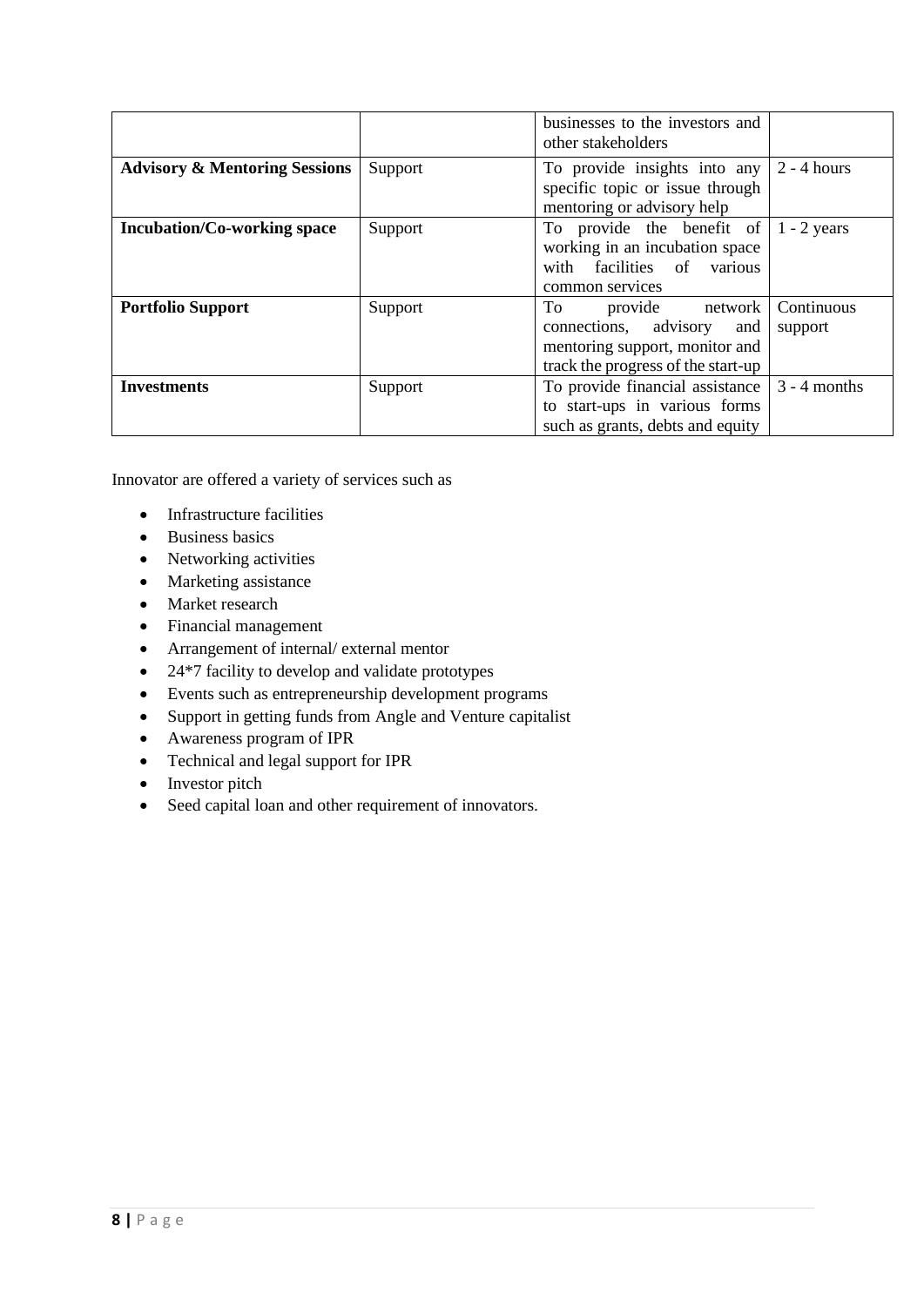| | | | |
|---|---|---|---|
| | | businesses to the investors and other stakeholders | |
| **Advisory & Mentoring Sessions** | Support | To provide insights into any specific topic or issue through mentoring or advisory help | 2 - 4 hours |
| **Incubation/Co-working space** | Support | To provide the benefit of working in an incubation space with facilities of various common services | 1 - 2 years |
| **Portfolio Support** | Support | To provide network connections, advisory and mentoring support, monitor and track the progress of the start-up | Continuous support |
| **Investments** | Support | To provide financial assistance to start-ups in various forms such as grants, debts and equity | 3 - 4 months |

Innovator are offered a variety of services such as

- Infrastructure facilities
- Business basics
- Networking activities
- Marketing assistance
- Market research
- Financial management
- Arrangement of internal/ external mentor
- 24*7 facility to develop and validate prototypes
- Events such as entrepreneurship development programs
- Support in getting funds from Angle and Venture capitalist
- Awareness program of IPR
- Technical and legal support for IPR
- Investor pitch
- Seed capital loan and other requirement of innovators.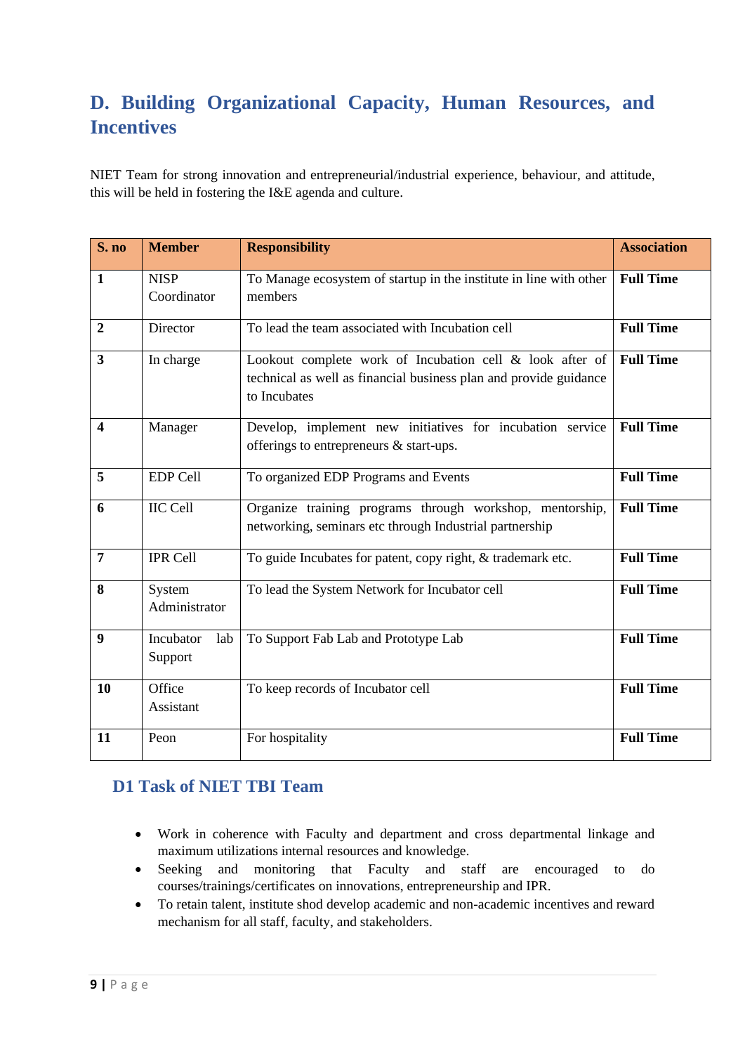## D. Building Organizational Capacity, Human Resources, and Incentives

NIET Team for strong innovation and entrepreneurial/industrial experience, behaviour, and attitude, this will be held in fostering the I&E agenda and culture.

| S. no | Member | Responsibility | Association |
|---|---|---|---|
| **1** | NISP Coordinator | To Manage ecosystem of startup in the institute in line with other members | **Full Time** |
| **2** | Director | To lead the team associated with Incubation cell | **Full Time** |
| **3** | In charge | Lookout complete work of Incubation cell & look after of technical as well as financial business plan and provide guidance to Incubates | **Full Time** |
| **4** | Manager | Develop, implement new initiatives for incubation service offerings to entrepreneurs & start-ups. | **Full Time** |
| **5** | EDP Cell | To organized EDP Programs and Events | **Full Time** |
| **6** | IIC Cell | Organize training programs through workshop, mentorship, networking, seminars etc through Industrial partnership | **Full Time** |
| **7** | IPR Cell | To guide Incubates for patent, copy right, & trademark etc. | **Full Time** |
| **8** | System Administrator | To lead the System Network for Incubator cell | **Full Time** |
| **9** | Incubator lab Support | To Support Fab Lab and Prototype Lab | **Full Time** |
| **10** | Office Assistant | To keep records of Incubator cell | **Full Time** |
| **11** | Peon | For hospitality | **Full Time** |

### D1 Task of NIET TBI Team

- Work in coherence with Faculty and department and cross departmental linkage and maximum utilizations internal resources and knowledge.
- Seeking and monitoring that Faculty and staff are encouraged to do courses/trainings/certificates on innovations, entrepreneurship and IPR.
- To retain talent, institute shod develop academic and non-academic incentives and reward mechanism for all staff, faculty, and stakeholders.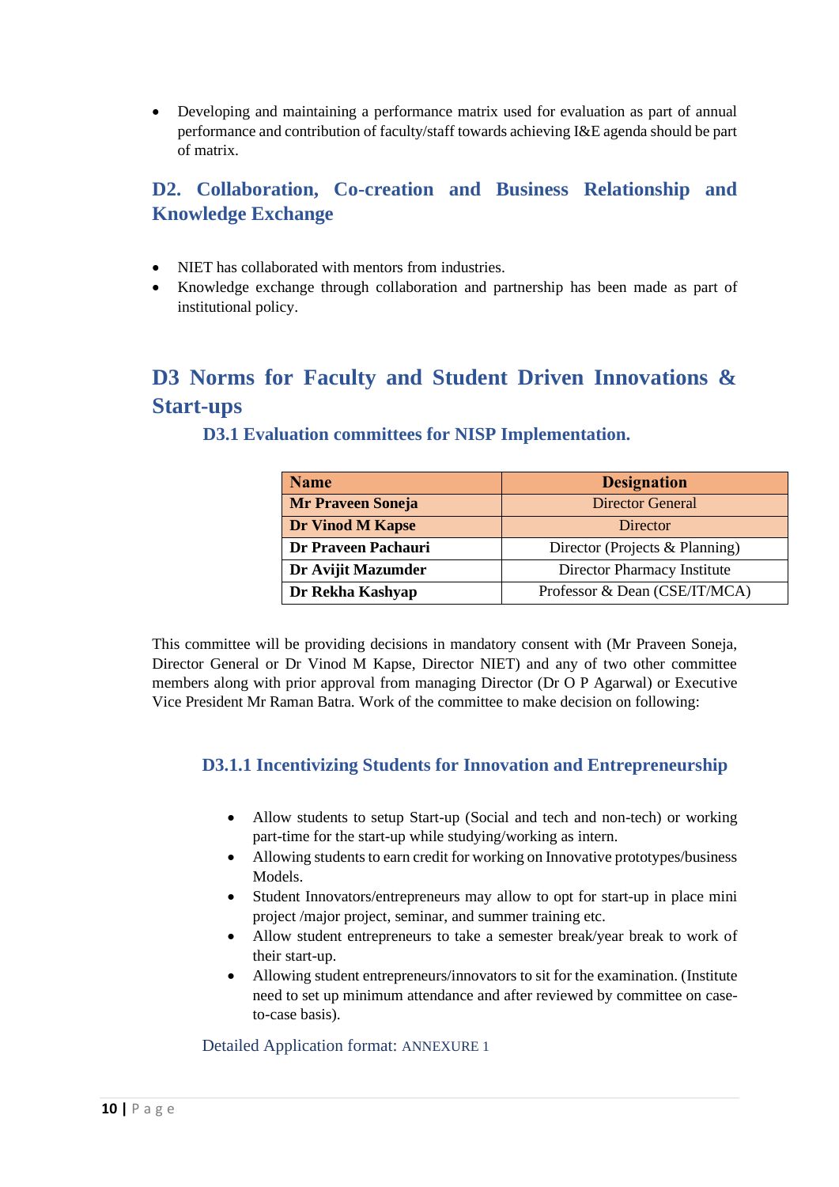- Developing and maintaining a performance matrix used for evaluation as part of annual performance and contribution of faculty/staff towards achieving I&E agenda should be part of matrix.

## D2. Collaboration, Co-creation and Business Relationship and Knowledge Exchange

- NIET has collaborated with mentors from industries.
- Knowledge exchange through collaboration and partnership has been made as part of institutional policy.

# D3 Norms for Faculty and Student Driven Innovations & Start-ups

### D3.1 Evaluation committees for NISP Implementation.

| Name | Designation |
|---|---|
| **Mr Praveen Soneja** | Director General |
| **Dr Vinod M Kapse** | Director |
| **Dr Praveen Pachauri** | Director (Projects & Planning) |
| **Dr Avijit Mazumder** | Director Pharmacy Institute |
| **Dr Rekha Kashyap** | Professor & Dean (CSE/IT/MCA) |

This committee will be providing decisions in mandatory consent with (Mr Praveen Soneja, Director General or Dr Vinod M Kapse, Director NIET) and any of two other committee members along with prior approval from managing Director (Dr O P Agarwal) or Executive Vice President Mr Raman Batra. Work of the committee to make decision on following:

#### D3.1.1 Incentivizing Students for Innovation and Entrepreneurship

- Allow students to setup Start-up (Social and tech and non-tech) or working part-time for the start-up while studying/working as intern.
- Allowing students to earn credit for working on Innovative prototypes/business Models.
- Student Innovators/entrepreneurs may allow to opt for start-up in place mini project /major project, seminar, and summer training etc.
- Allow student entrepreneurs to take a semester break/year break to work of their start-up.
- Allowing student entrepreneurs/innovators to sit for the examination. (Institute need to set up minimum attendance and after reviewed by committee on case-to-case basis).

Detailed Application format: ANNEXURE 1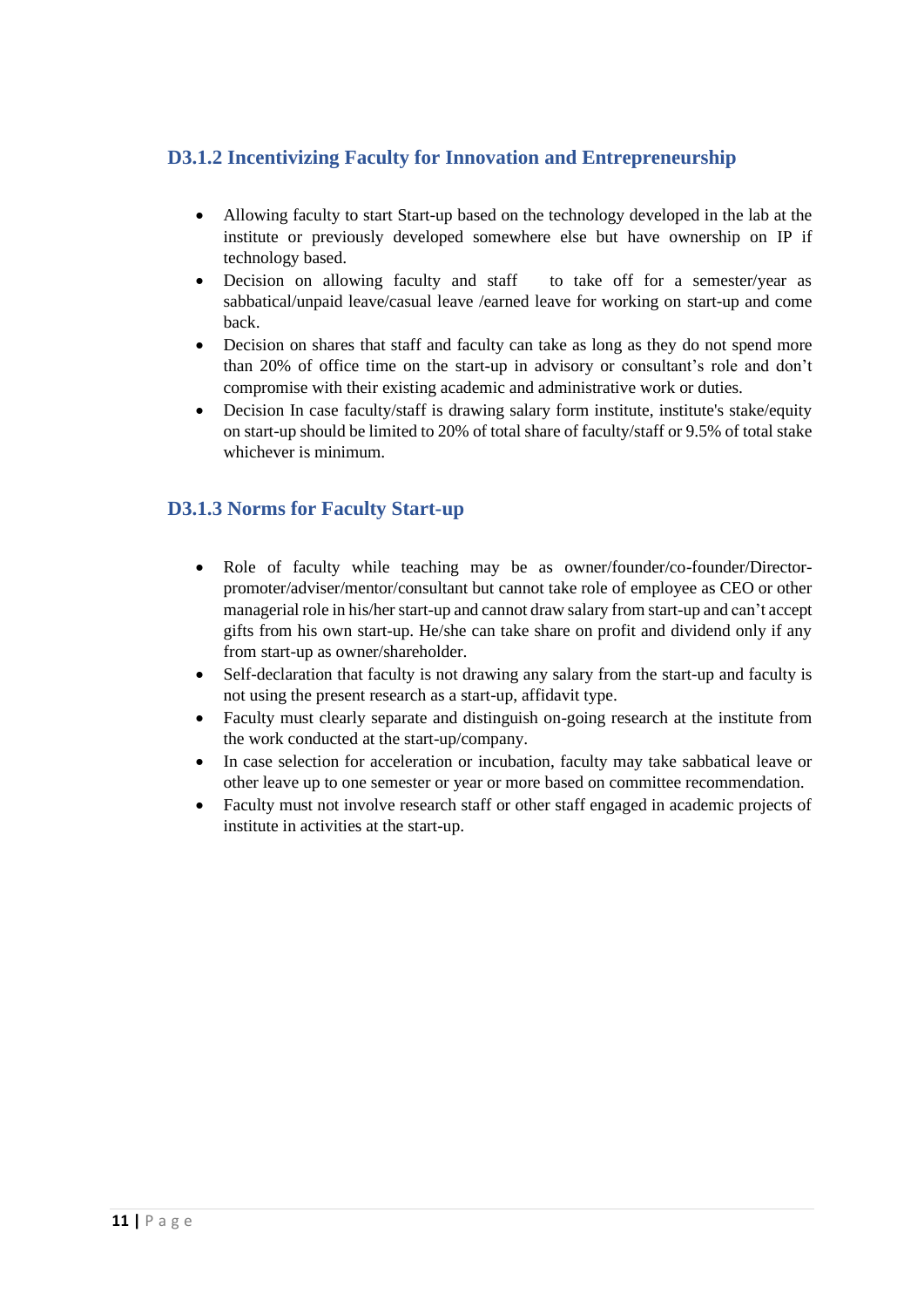### D3.1.2 Incentivizing Faculty for Innovation and Entrepreneurship

- Allowing faculty to start Start-up based on the technology developed in the lab at the institute or previously developed somewhere else but have ownership on IP if technology based.
- Decision on allowing faculty and staff to take off for a semester/year as sabbatical/unpaid leave/casual leave /earned leave for working on start-up and come back.
- Decision on shares that staff and faculty can take as long as they do not spend more than 20% of office time on the start-up in advisory or consultant's role and don't compromise with their existing academic and administrative work or duties.
- Decision In case faculty/staff is drawing salary form institute, institute's stake/equity on start-up should be limited to 20% of total share of faculty/staff or 9.5% of total stake whichever is minimum.

### D3.1.3 Norms for Faculty Start-up

- Role of faculty while teaching may be as owner/founder/co-founder/Director-promoter/adviser/mentor/consultant but cannot take role of employee as CEO or other managerial role in his/her start-up and cannot draw salary from start-up and can't accept gifts from his own start-up. He/she can take share on profit and dividend only if any from start-up as owner/shareholder.
- Self-declaration that faculty is not drawing any salary from the start-up and faculty is not using the present research as a start-up, affidavit type.
- Faculty must clearly separate and distinguish on-going research at the institute from the work conducted at the start-up/company.
- In case selection for acceleration or incubation, faculty may take sabbatical leave or other leave up to one semester or year or more based on committee recommendation.
- Faculty must not involve research staff or other staff engaged in academic projects of institute in activities at the start-up.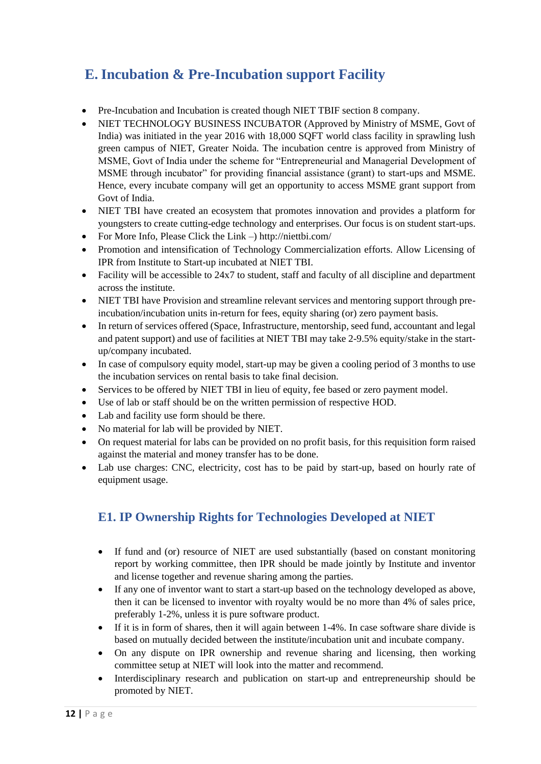## E. Incubation & Pre-Incubation support Facility

- Pre-Incubation and Incubation is created though NIET TBIF section 8 company.
- NIET TECHNOLOGY BUSINESS INCUBATOR (Approved by Ministry of MSME, Govt of India) was initiated in the year 2016 with 18,000 SQFT world class facility in sprawling lush green campus of NIET, Greater Noida. The incubation centre is approved from Ministry of MSME, Govt of India under the scheme for "Entrepreneurial and Managerial Development of MSME through incubator" for providing financial assistance (grant) to start-ups and MSME. Hence, every incubate company will get an opportunity to access MSME grant support from Govt of India.
- NIET TBI have created an ecosystem that promotes innovation and provides a platform for youngsters to create cutting-edge technology and enterprises. Our focus is on student start-ups.
- For More Info, Please Click the Link –) http://niettbi.com/
- Promotion and intensification of Technology Commercialization efforts. Allow Licensing of IPR from Institute to Start-up incubated at NIET TBI.
- Facility will be accessible to 24x7 to student, staff and faculty of all discipline and department across the institute.
- NIET TBI have Provision and streamline relevant services and mentoring support through pre-incubation/incubation units in-return for fees, equity sharing (or) zero payment basis.
- In return of services offered (Space, Infrastructure, mentorship, seed fund, accountant and legal and patent support) and use of facilities at NIET TBI may take 2-9.5% equity/stake in the start-up/company incubated.
- In case of compulsory equity model, start-up may be given a cooling period of 3 months to use the incubation services on rental basis to take final decision.
- Services to be offered by NIET TBI in lieu of equity, fee based or zero payment model.
- Use of lab or staff should be on the written permission of respective HOD.
- Lab and facility use form should be there.
- No material for lab will be provided by NIET.
- On request material for labs can be provided on no profit basis, for this requisition form raised against the material and money transfer has to be done.
- Lab use charges: CNC, electricity, cost has to be paid by start-up, based on hourly rate of equipment usage.

### E1. IP Ownership Rights for Technologies Developed at NIET

- If fund and (or) resource of NIET are used substantially (based on constant monitoring report by working committee, then IPR should be made jointly by Institute and inventor and license together and revenue sharing among the parties.
- If any one of inventor want to start a start-up based on the technology developed as above, then it can be licensed to inventor with royalty would be no more than 4% of sales price, preferably 1-2%, unless it is pure software product.
- If it is in form of shares, then it will again between 1-4%. In case software share divide is based on mutually decided between the institute/incubation unit and incubate company.
- On any dispute on IPR ownership and revenue sharing and licensing, then working committee setup at NIET will look into the matter and recommend.
- Interdisciplinary research and publication on start-up and entrepreneurship should be promoted by NIET.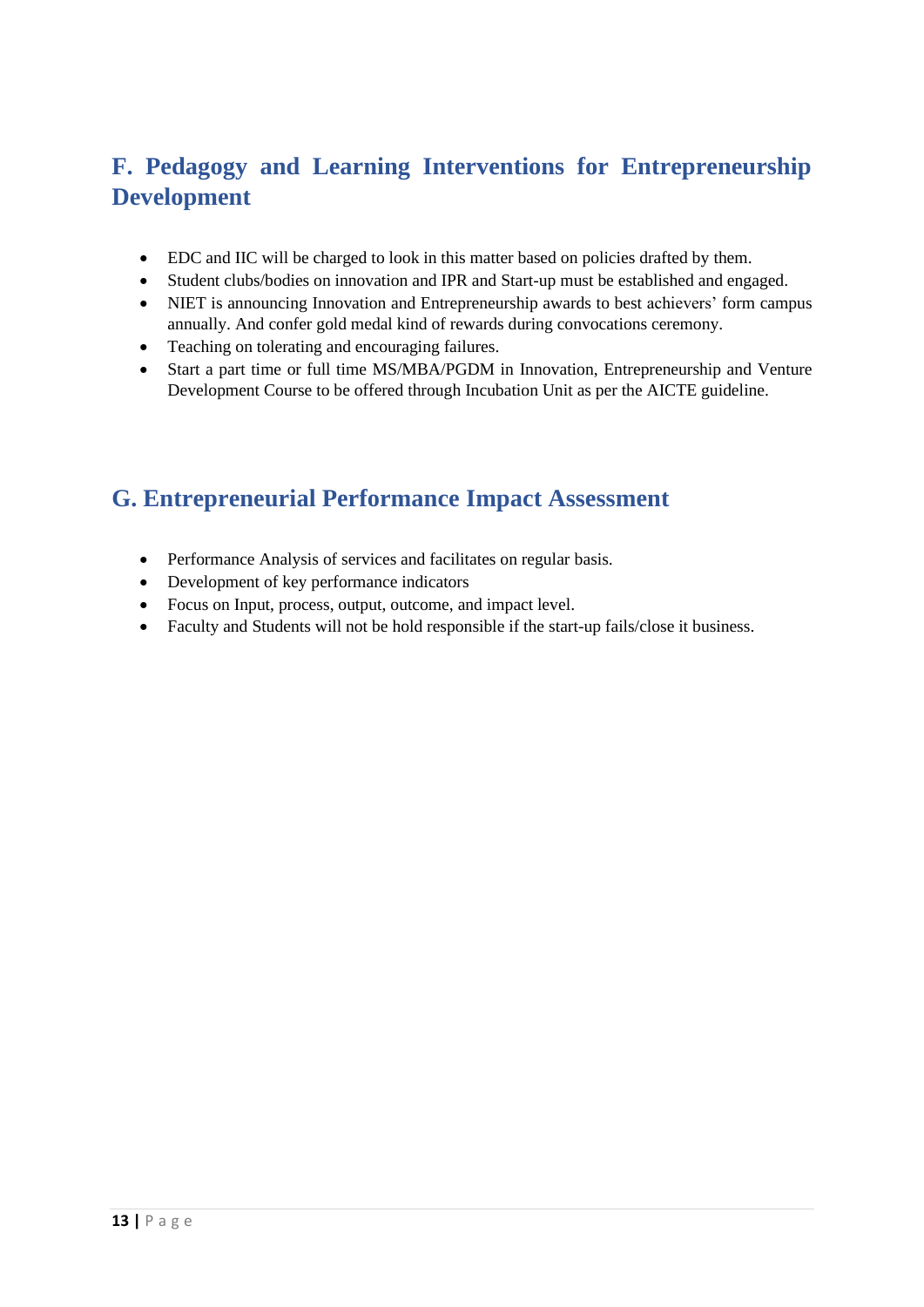## F. Pedagogy and Learning Interventions for Entrepreneurship Development

- EDC and IIC will be charged to look in this matter based on policies drafted by them.
- Student clubs/bodies on innovation and IPR and Start-up must be established and engaged.
- NIET is announcing Innovation and Entrepreneurship awards to best achievers' form campus annually. And confer gold medal kind of rewards during convocations ceremony.
- Teaching on tolerating and encouraging failures.
- Start a part time or full time MS/MBA/PGDM in Innovation, Entrepreneurship and Venture Development Course to be offered through Incubation Unit as per the AICTE guideline.

## G. Entrepreneurial Performance Impact Assessment

- Performance Analysis of services and facilitates on regular basis.
- Development of key performance indicators
- Focus on Input, process, output, outcome, and impact level.
- Faculty and Students will not be hold responsible if the start-up fails/close it business.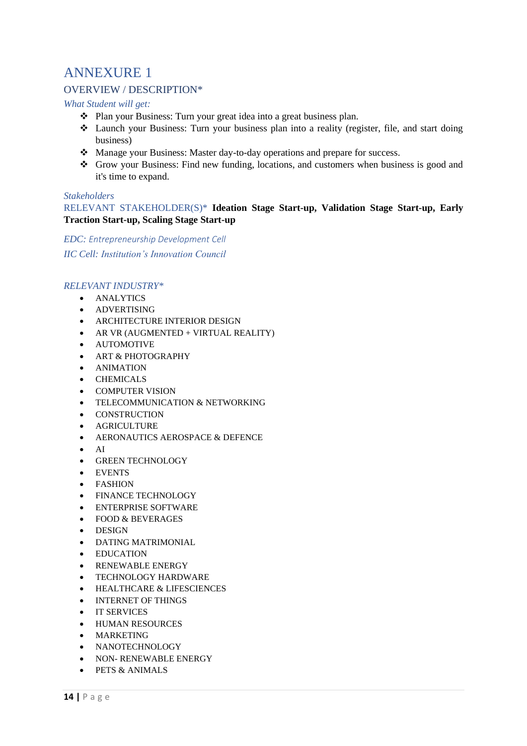# ANNEXURE 1

## OVERVIEW / DESCRIPTION*

*What Student will get:*

- Plan your Business: Turn your great idea into a great business plan.
- Launch your Business: Turn your business plan into a reality (register, file, and start doing business)
- Manage your Business: Master day-to-day operations and prepare for success.
- Grow your Business: Find new funding, locations, and customers when business is good and it's time to expand.

*Stakeholders*

RELEVANT STAKEHOLDER(S)* **Ideation Stage Start-up, Validation Stage Start-up, Early Traction Start-up, Scaling Stage Start-up**

*EDC: Entrepreneurship Development Cell*

*IIC Cell: Institution's Innovation Council*

*RELEVANT INDUSTRY**

- ANALYTICS
- ADVERTISING
- ARCHITECTURE INTERIOR DESIGN
- AR VR (AUGMENTED + VIRTUAL REALITY)
- AUTOMOTIVE
- ART & PHOTOGRAPHY
- ANIMATION
- CHEMICALS
- COMPUTER VISION
- TELECOMMUNICATION & NETWORKING
- CONSTRUCTION
- AGRICULTURE
- AERONAUTICS AEROSPACE & DEFENCE
- AI
- GREEN TECHNOLOGY
- EVENTS
- FASHION
- FINANCE TECHNOLOGY
- ENTERPRISE SOFTWARE
- FOOD & BEVERAGES
- DESIGN
- DATING MATRIMONIAL
- EDUCATION
- RENEWABLE ENERGY
- TECHNOLOGY HARDWARE
- HEALTHCARE & LIFESCIENCES
- INTERNET OF THINGS
- IT SERVICES
- HUMAN RESOURCES
- MARKETING
- NANOTECHNOLOGY
- NON- RENEWABLE ENERGY
- PETS & ANIMALS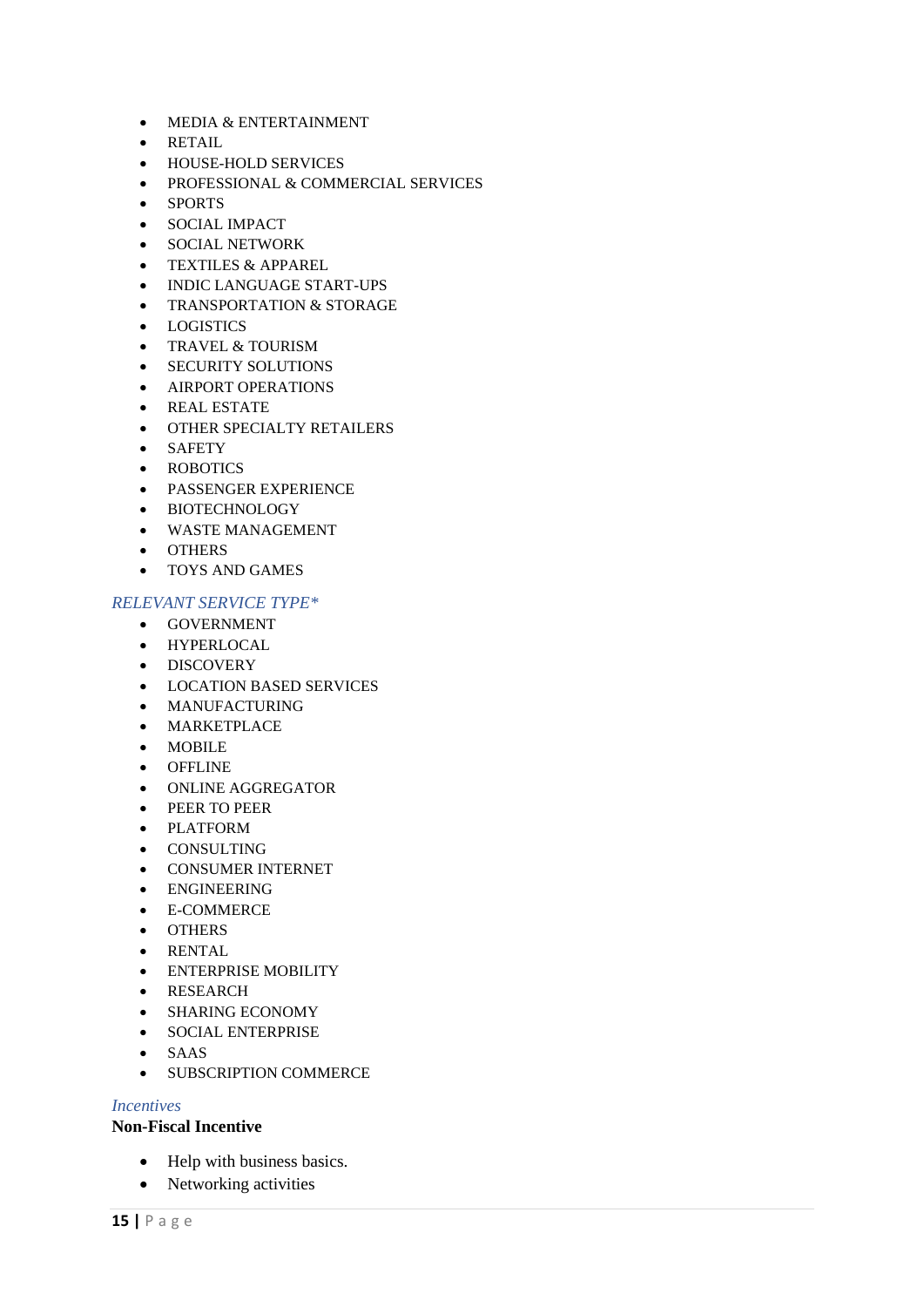- MEDIA & ENTERTAINMENT
- RETAIL
- HOUSE-HOLD SERVICES
- PROFESSIONAL & COMMERCIAL SERVICES
- SPORTS
- SOCIAL IMPACT
- SOCIAL NETWORK
- TEXTILES & APPAREL
- INDIC LANGUAGE START-UPS
- TRANSPORTATION & STORAGE
- LOGISTICS
- TRAVEL & TOURISM
- SECURITY SOLUTIONS
- AIRPORT OPERATIONS
- REAL ESTATE
- OTHER SPECIALTY RETAILERS
- SAFETY
- ROBOTICS
- PASSENGER EXPERIENCE
- BIOTECHNOLOGY
- WASTE MANAGEMENT
- OTHERS
- TOYS AND GAMES

### *RELEVANT SERVICE TYPE**

- GOVERNMENT
- HYPERLOCAL
- DISCOVERY
- LOCATION BASED SERVICES
- MANUFACTURING
- MARKETPLACE
- MOBILE
- OFFLINE
- ONLINE AGGREGATOR
- PEER TO PEER
- PLATFORM
- CONSULTING
- CONSUMER INTERNET
- ENGINEERING
- E-COMMERCE
- OTHERS
- RENTAL
- ENTERPRISE MOBILITY
- RESEARCH
- SHARING ECONOMY
- SOCIAL ENTERPRISE
- SAAS
- SUBSCRIPTION COMMERCE

### *Incentives*

**Non-Fiscal Incentive**

- Help with business basics.
- Networking activities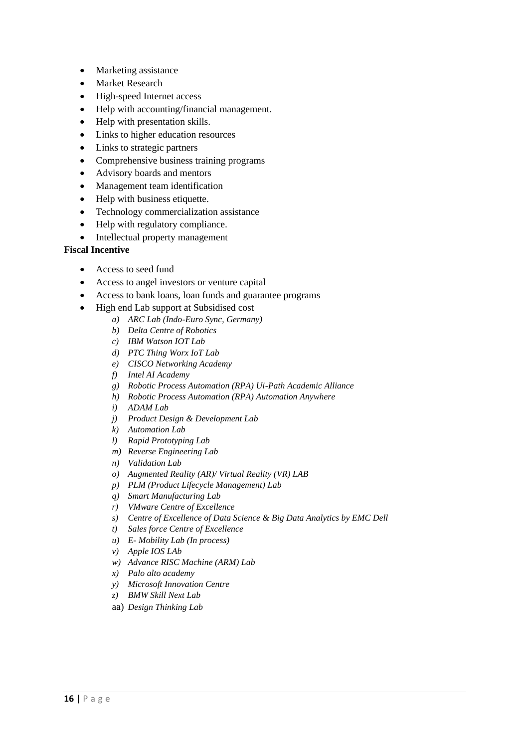- Marketing assistance
- Market Research
- High-speed Internet access
- Help with accounting/financial management.
- Help with presentation skills.
- Links to higher education resources
- Links to strategic partners
- Comprehensive business training programs
- Advisory boards and mentors
- Management team identification
- Help with business etiquette.
- Technology commercialization assistance
- Help with regulatory compliance.
- Intellectual property management

**Fiscal Incentive**

- Access to seed fund
- Access to angel investors or venture capital
- Access to bank loans, loan funds and guarantee programs
- High end Lab support at Subsidised cost
  - a) *ARC Lab (Indo-Euro Sync, Germany)*
  - b) *Delta Centre of Robotics*
  - c) *IBM Watson IOT Lab*
  - d) *PTC Thing Worx IoT Lab*
  - e) *CISCO Networking Academy*
  - f) *Intel AI Academy*
  - g) *Robotic Process Automation (RPA) Ui-Path Academic Alliance*
  - h) *Robotic Process Automation (RPA) Automation Anywhere*
  - i) *ADAM Lab*
  - j) *Product Design & Development Lab*
  - k) *Automation Lab*
  - l) *Rapid Prototyping Lab*
  - m) *Reverse Engineering Lab*
  - n) *Validation Lab*
  - o) *Augmented Reality (AR)/ Virtual Reality (VR) LAB*
  - p) *PLM (Product Lifecycle Management) Lab*
  - q) *Smart Manufacturing Lab*
  - r) *VMware Centre of Excellence*
  - s) *Centre of Excellence of Data Science & Big Data Analytics by EMC Dell*
  - t) *Sales force Centre of Excellence*
  - u) *E- Mobility Lab (In process)*
  - v) *Apple IOS LAb*
  - w) *Advance RISC Machine (ARM) Lab*
  - x) *Palo alto academy*
  - y) *Microsoft Innovation Centre*
  - z) *BMW Skill Next Lab*
  - aa) *Design Thinking Lab*